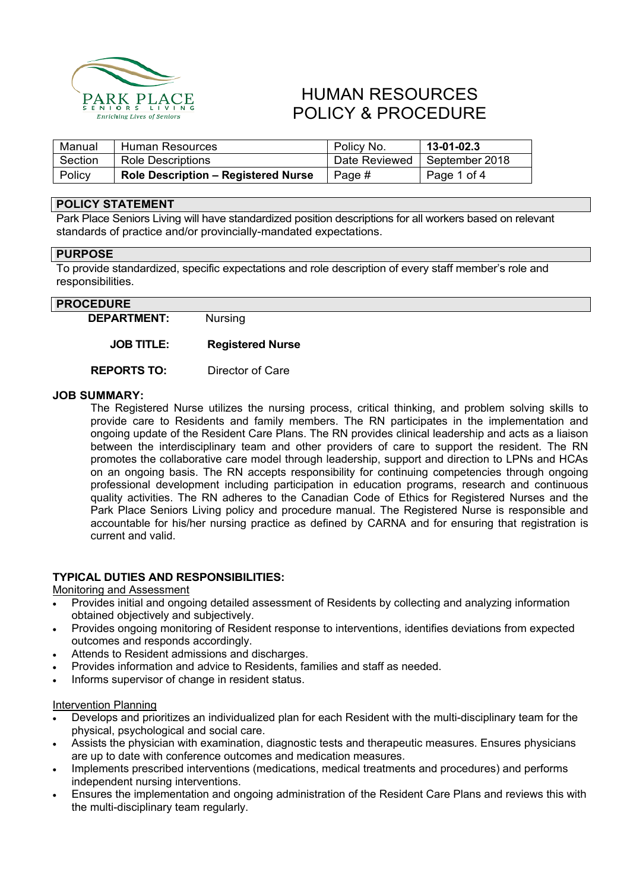# HUMAN RESOURCES POLICY & PROCEDURE

| Manual | Human Resources | Policy No. | **13-01-02.3** |
|---|---|---|---|
| Section | Role Descriptions | Date Reviewed | September 2018 |
| Policy | **Role Description – Registered Nurse** | Page # | Page 1 of 4 |

## POLICY STATEMENT

Park Place Seniors Living will have standardized position descriptions for all workers based on relevant standards of practice and/or provincially-mandated expectations.

## PURPOSE

To provide standardized, specific expectations and role description of every staff member's role and responsibilities.

## PROCEDURE

**DEPARTMENT:** Nursing

**JOB TITLE:** **Registered Nurse**

**REPORTS TO:** Director of Care

### JOB SUMMARY:

The Registered Nurse utilizes the nursing process, critical thinking, and problem solving skills to provide care to Residents and family members. The RN participates in the implementation and ongoing update of the Resident Care Plans. The RN provides clinical leadership and acts as a liaison between the interdisciplinary team and other providers of care to support the resident. The RN promotes the collaborative care model through leadership, support and direction to LPNs and HCAs on an ongoing basis. The RN accepts responsibility for continuing competencies through ongoing professional development including participation in education programs, research and continuous quality activities. The RN adheres to the Canadian Code of Ethics for Registered Nurses and the Park Place Seniors Living policy and procedure manual. The Registered Nurse is responsible and accountable for his/her nursing practice as defined by CARNA and for ensuring that registration is current and valid.

### TYPICAL DUTIES AND RESPONSIBILITIES:

Monitoring and Assessment

- Provides initial and ongoing detailed assessment of Residents by collecting and analyzing information obtained objectively and subjectively.
- Provides ongoing monitoring of Resident response to interventions, identifies deviations from expected outcomes and responds accordingly.
- Attends to Resident admissions and discharges.
- Provides information and advice to Residents, families and staff as needed.
- Informs supervisor of change in resident status.

Intervention Planning

- Develops and prioritizes an individualized plan for each Resident with the multi-disciplinary team for the physical, psychological and social care.
- Assists the physician with examination, diagnostic tests and therapeutic measures. Ensures physicians are up to date with conference outcomes and medication measures.
- Implements prescribed interventions (medications, medical treatments and procedures) and performs independent nursing interventions.
- Ensures the implementation and ongoing administration of the Resident Care Plans and reviews this with the multi-disciplinary team regularly.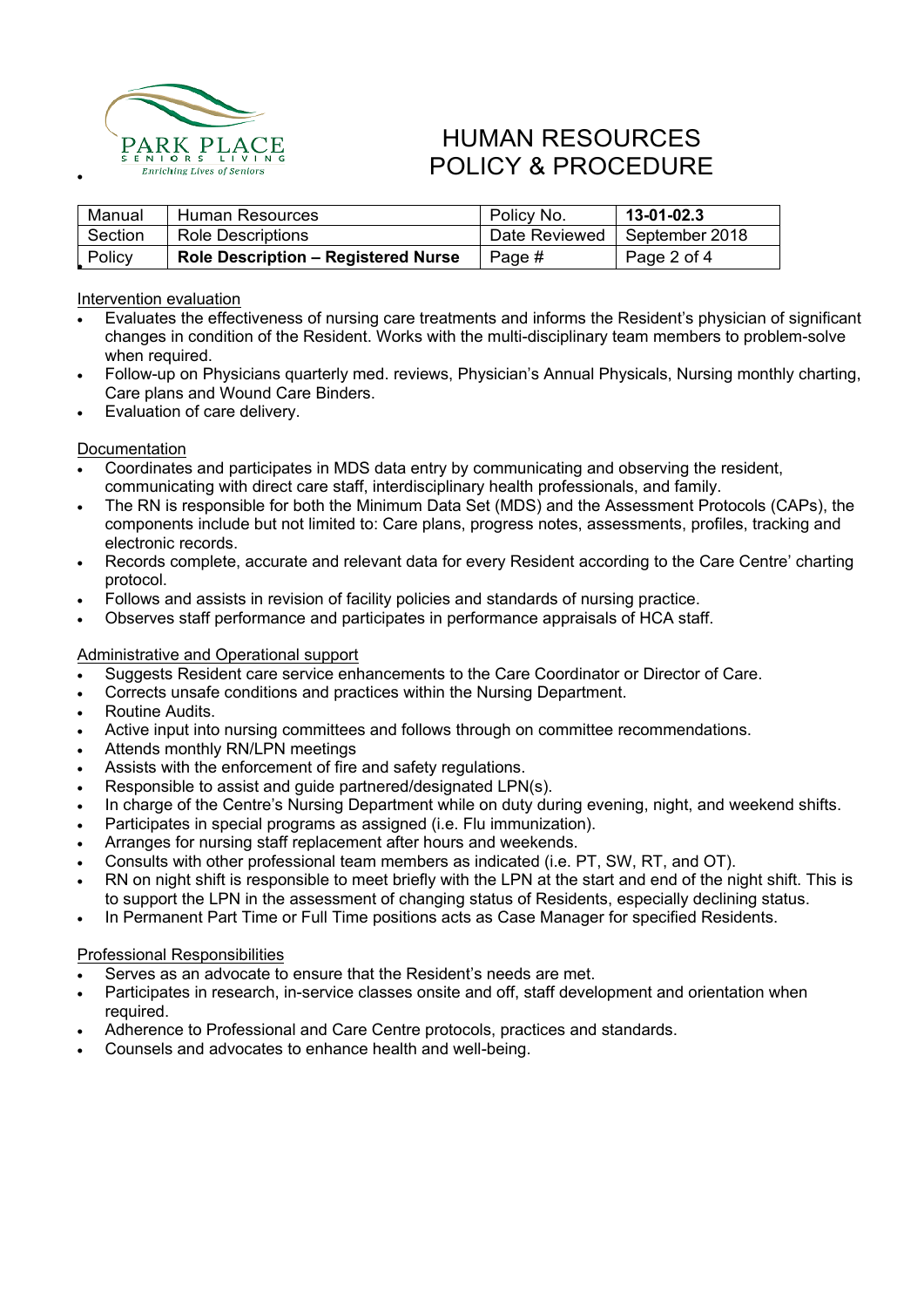| Manual | Human Resources | Policy No. | **13-01-02.3** |
|---|---|---|---|
| Section | Role Descriptions | Date Reviewed | September 2018 |
| Policy | **Role Description – Registered Nurse** | Page # | Page 2 of 4 |

Intervention evaluation

- Evaluates the effectiveness of nursing care treatments and informs the Resident's physician of significant changes in condition of the Resident. Works with the multi-disciplinary team members to problem-solve when required.
- Follow-up on Physicians quarterly med. reviews, Physician's Annual Physicals, Nursing monthly charting, Care plans and Wound Care Binders.
- Evaluation of care delivery.

Documentation

- Coordinates and participates in MDS data entry by communicating and observing the resident, communicating with direct care staff, interdisciplinary health professionals, and family.
- The RN is responsible for both the Minimum Data Set (MDS) and the Assessment Protocols (CAPs), the components include but not limited to: Care plans, progress notes, assessments, profiles, tracking and electronic records.
- Records complete, accurate and relevant data for every Resident according to the Care Centre' charting protocol.
- Follows and assists in revision of facility policies and standards of nursing practice.
- Observes staff performance and participates in performance appraisals of HCA staff.

Administrative and Operational support

- Suggests Resident care service enhancements to the Care Coordinator or Director of Care.
- Corrects unsafe conditions and practices within the Nursing Department.
- Routine Audits.
- Active input into nursing committees and follows through on committee recommendations.
- Attends monthly RN/LPN meetings
- Assists with the enforcement of fire and safety regulations.
- Responsible to assist and guide partnered/designated LPN(s).
- In charge of the Centre's Nursing Department while on duty during evening, night, and weekend shifts.
- Participates in special programs as assigned (i.e. Flu immunization).
- Arranges for nursing staff replacement after hours and weekends.
- Consults with other professional team members as indicated (i.e. PT, SW, RT, and OT).
- RN on night shift is responsible to meet briefly with the LPN at the start and end of the night shift. This is to support the LPN in the assessment of changing status of Residents, especially declining status.
- In Permanent Part Time or Full Time positions acts as Case Manager for specified Residents.

Professional Responsibilities

- Serves as an advocate to ensure that the Resident's needs are met.
- Participates in research, in-service classes onsite and off, staff development and orientation when required.
- Adherence to Professional and Care Centre protocols, practices and standards.
- Counsels and advocates to enhance health and well-being.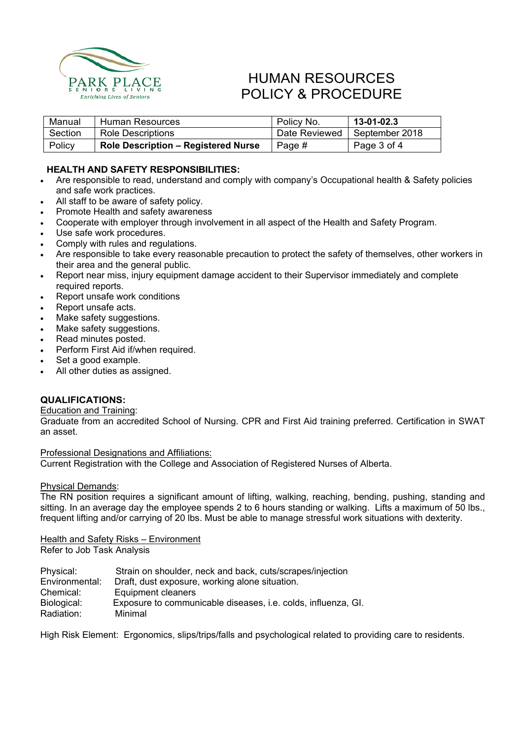# HUMAN RESOURCES POLICY & PROCEDURE

| Manual | Human Resources | Policy No. | **13-01-02.3** |
|---|---|---|---|
| Section | Role Descriptions | Date Reviewed | September 2018 |
| Policy | **Role Description – Registered Nurse** | Page # | Page 3 of 4 |

**HEALTH AND SAFETY RESPONSIBILITIES:**

- Are responsible to read, understand and comply with company's Occupational health & Safety policies and safe work practices.
- All staff to be aware of safety policy.
- Promote Health and safety awareness
- Cooperate with employer through involvement in all aspect of the Health and Safety Program.
- Use safe work procedures.
- Comply with rules and regulations.
- Are responsible to take every reasonable precaution to protect the safety of themselves, other workers in their area and the general public.
- Report near miss, injury equipment damage accident to their Supervisor immediately and complete required reports.
- Report unsafe work conditions
- Report unsafe acts.
- Make safety suggestions.
- Make safety suggestions.
- Read minutes posted.
- Perform First Aid if/when required.
- Set a good example.
- All other duties as assigned.

**QUALIFICATIONS:**

Education and Training:
Graduate from an accredited School of Nursing. CPR and First Aid training preferred. Certification in SWAT an asset.

Professional Designations and Affiliations:
Current Registration with the College and Association of Registered Nurses of Alberta.

Physical Demands:
The RN position requires a significant amount of lifting, walking, reaching, bending, pushing, standing and sitting. In an average day the employee spends 2 to 6 hours standing or walking. Lifts a maximum of 50 lbs., frequent lifting and/or carrying of 20 lbs. Must be able to manage stressful work situations with dexterity.

Health and Safety Risks – Environment
Refer to Job Task Analysis

Physical: Strain on shoulder, neck and back, cuts/scrapes/injection
Environmental: Draft, dust exposure, working alone situation.
Chemical: Equipment cleaners
Biological: Exposure to communicable diseases, i.e. colds, influenza, GI.
Radiation: Minimal

High Risk Element: Ergonomics, slips/trips/falls and psychological related to providing care to residents.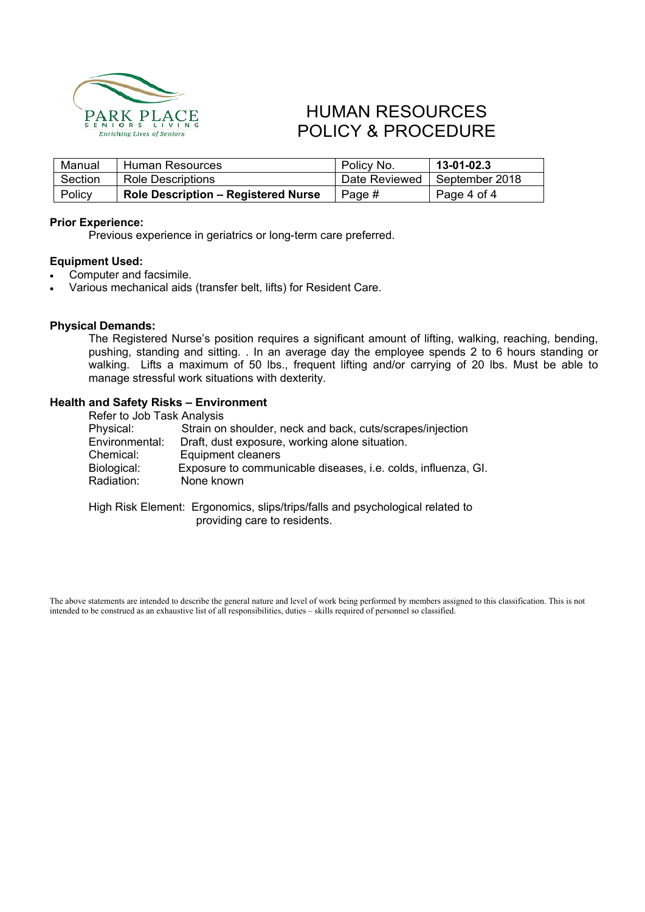# HUMAN RESOURCES POLICY & PROCEDURE

| | | | |
|---|---|---|---|
| Manual | Human Resources | Policy No. | **13-01-02.3** |
| Section | Role Descriptions | Date Reviewed | September 2018 |
| Policy | **Role Description – Registered Nurse** | Page # | Page 4 of 4 |

**Prior Experience:**

Previous experience in geriatrics or long-term care preferred.

**Equipment Used:**

- Computer and facsimile.
- Various mechanical aids (transfer belt, lifts) for Resident Care.

**Physical Demands:**

The Registered Nurse's position requires a significant amount of lifting, walking, reaching, bending, pushing, standing and sitting. . In an average day the employee spends 2 to 6 hours standing or walking. Lifts a maximum of 50 lbs., frequent lifting and/or carrying of 20 lbs. Must be able to manage stressful work situations with dexterity.

**Health and Safety Risks – Environment**

Refer to Job Task Analysis

Physical: Strain on shoulder, neck and back, cuts/scrapes/injection

Environmental: Draft, dust exposure, working alone situation.

Chemical: Equipment cleaners

Biological: Exposure to communicable diseases, i.e. colds, influenza, GI.

Radiation: None known

High Risk Element: Ergonomics, slips/trips/falls and psychological related to providing care to residents.

The above statements are intended to describe the general nature and level of work being performed by members assigned to this classification. This is not intended to be construed as an exhaustive list of all responsibilities, duties – skills required of personnel so classified.